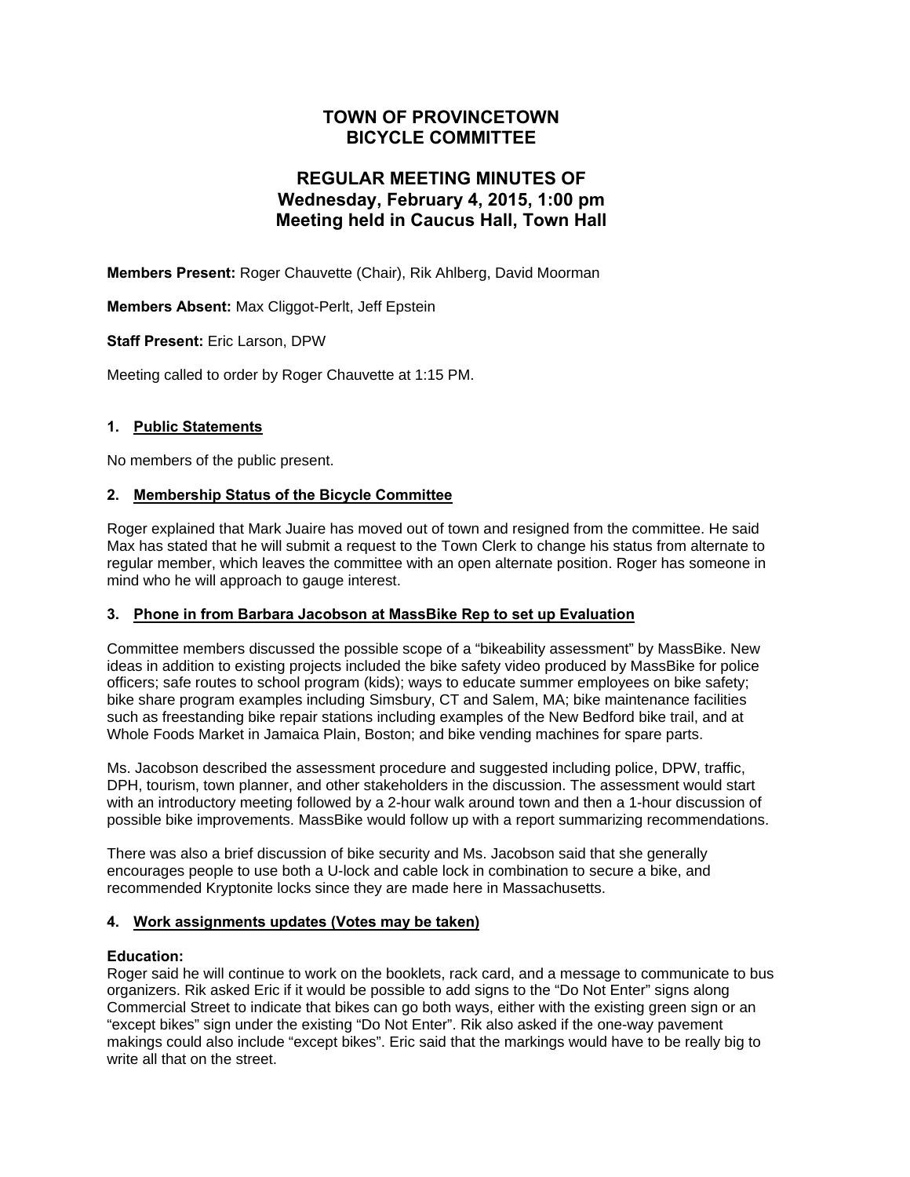# TOWN OF PROVINCETOWN
# BICYCLE COMMITTEE

## REGULAR MEETING MINUTES OF
## Wednesday, February 4, 2015, 1:00 pm
## Meeting held in Caucus Hall, Town Hall

**Members Present:** Roger Chauvette (Chair), Rik Ahlberg, David Moorman

**Members Absent:** Max Cliggot-Perlt, Jeff Epstein

**Staff Present:** Eric Larson, DPW

Meeting called to order by Roger Chauvette at 1:15 PM.

### 1. Public Statements

No members of the public present.

### 2. Membership Status of the Bicycle Committee

Roger explained that Mark Juaire has moved out of town and resigned from the committee. He said Max has stated that he will submit a request to the Town Clerk to change his status from alternate to regular member, which leaves the committee with an open alternate position. Roger has someone in mind who he will approach to gauge interest.

### 3. Phone in from Barbara Jacobson at MassBike Rep to set up Evaluation

Committee members discussed the possible scope of a "bikeability assessment" by MassBike. New ideas in addition to existing projects included the bike safety video produced by MassBike for police officers; safe routes to school program (kids); ways to educate summer employees on bike safety; bike share program examples including Simsbury, CT and Salem, MA; bike maintenance facilities such as freestanding bike repair stations including examples of the New Bedford bike trail, and at Whole Foods Market in Jamaica Plain, Boston; and bike vending machines for spare parts.

Ms. Jacobson described the assessment procedure and suggested including police, DPW, traffic, DPH, tourism, town planner, and other stakeholders in the discussion. The assessment would start with an introductory meeting followed by a 2-hour walk around town and then a 1-hour discussion of possible bike improvements. MassBike would follow up with a report summarizing recommendations.

There was also a brief discussion of bike security and Ms. Jacobson said that she generally encourages people to use both a U-lock and cable lock in combination to secure a bike, and recommended Kryptonite locks since they are made here in Massachusetts.

### 4. Work assignments updates (Votes may be taken)

**Education:**
Roger said he will continue to work on the booklets, rack card, and a message to communicate to bus organizers. Rik asked Eric if it would be possible to add signs to the "Do Not Enter" signs along Commercial Street to indicate that bikes can go both ways, either with the existing green sign or an "except bikes" sign under the existing "Do Not Enter". Rik also asked if the one-way pavement makings could also include "except bikes". Eric said that the markings would have to be really big to write all that on the street.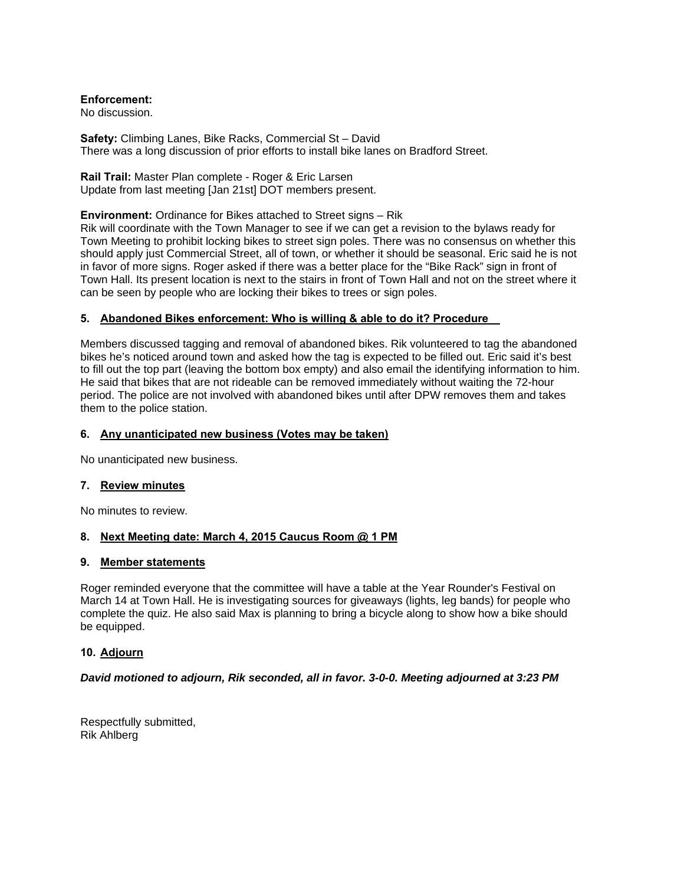**Enforcement:**
No discussion.

**Safety:** Climbing Lanes, Bike Racks, Commercial St – David
There was a long discussion of prior efforts to install bike lanes on Bradford Street.

**Rail Trail:** Master Plan complete - Roger & Eric Larsen
Update from last meeting [Jan 21st] DOT members present.

**Environment:** Ordinance for Bikes attached to Street signs – Rik
Rik will coordinate with the Town Manager to see if we can get a revision to the bylaws ready for Town Meeting to prohibit locking bikes to street sign poles. There was no consensus on whether this should apply just Commercial Street, all of town, or whether it should be seasonal. Eric said he is not in favor of more signs. Roger asked if there was a better place for the "Bike Rack" sign in front of Town Hall. Its present location is next to the stairs in front of Town Hall and not on the street where it can be seen by people who are locking their bikes to trees or sign poles.

**5. Abandoned Bikes enforcement: Who is willing & able to do it? Procedure**

Members discussed tagging and removal of abandoned bikes. Rik volunteered to tag the abandoned bikes he's noticed around town and asked how the tag is expected to be filled out. Eric said it's best to fill out the top part (leaving the bottom box empty) and also email the identifying information to him. He said that bikes that are not rideable can be removed immediately without waiting the 72-hour period. The police are not involved with abandoned bikes until after DPW removes them and takes them to the police station.

**6. Any unanticipated new business (Votes may be taken)**

No unanticipated new business.

**7. Review minutes**

No minutes to review.

**8. Next Meeting date: March 4, 2015 Caucus Room @ 1 PM**

**9. Member statements**

Roger reminded everyone that the committee will have a table at the Year Rounder's Festival on March 14 at Town Hall. He is investigating sources for giveaways (lights, leg bands) for people who complete the quiz. He also said Max is planning to bring a bicycle along to show how a bike should be equipped.

**10. Adjourn**

***David motioned to adjourn, Rik seconded, all in favor. 3-0-0. Meeting adjourned at 3:23 PM***

Respectfully submitted,
Rik Ahlberg